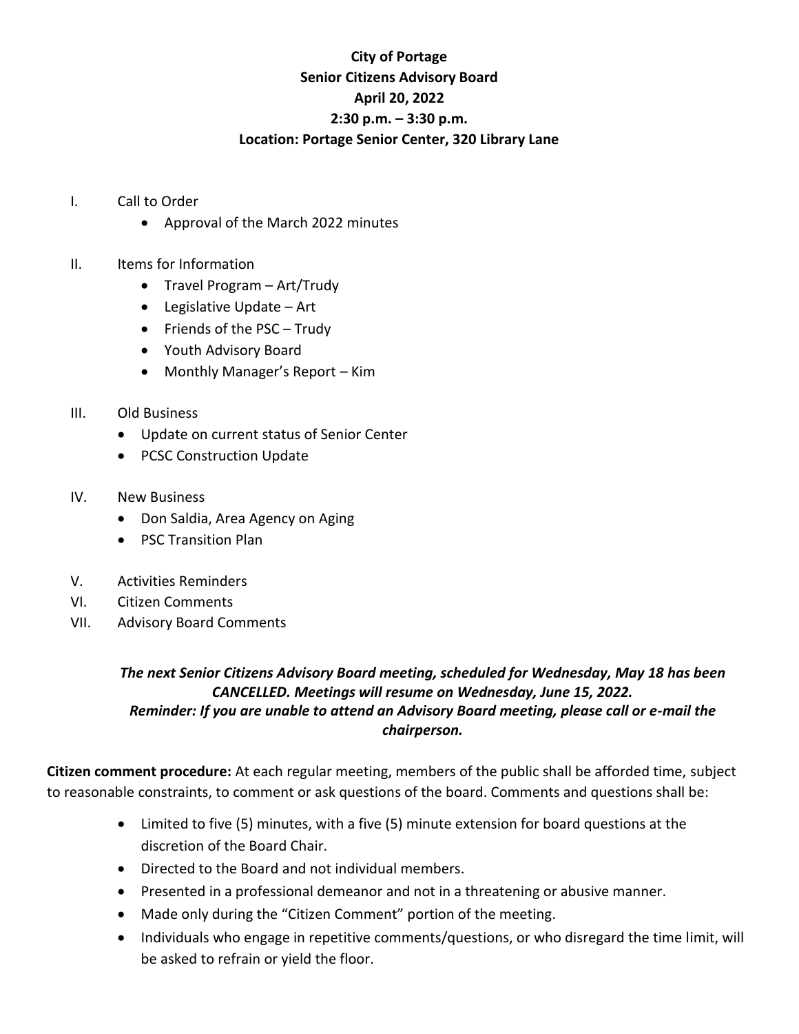# City of Portage
## Senior Citizens Advisory Board
### April 20, 2022
### 2:30 p.m. – 3:30 p.m.
### Location: Portage Senior Center, 320 Library Lane

I. Call to Order
   - Approval of the March 2022 minutes

II. Items for Information
   - Travel Program – Art/Trudy
   - Legislative Update – Art
   - Friends of the PSC – Trudy
   - Youth Advisory Board
   - Monthly Manager's Report – Kim

III. Old Business
   - Update on current status of Senior Center
   - PCSC Construction Update

IV. New Business
   - Don Saldia, Area Agency on Aging
   - PSC Transition Plan

V. Activities Reminders

VI. Citizen Comments

VII. Advisory Board Comments

***The next Senior Citizens Advisory Board meeting, scheduled for Wednesday, May 18 has been CANCELLED. Meetings will resume on Wednesday, June 15, 2022.***
***Reminder: If you are unable to attend an Advisory Board meeting, please call or e-mail the chairperson.***

**Citizen comment procedure:** At each regular meeting, members of the public shall be afforded time, subject to reasonable constraints, to comment or ask questions of the board. Comments and questions shall be:

- Limited to five (5) minutes, with a five (5) minute extension for board questions at the discretion of the Board Chair.
- Directed to the Board and not individual members.
- Presented in a professional demeanor and not in a threatening or abusive manner.
- Made only during the "Citizen Comment" portion of the meeting.
- Individuals who engage in repetitive comments/questions, or who disregard the time limit, will be asked to refrain or yield the floor.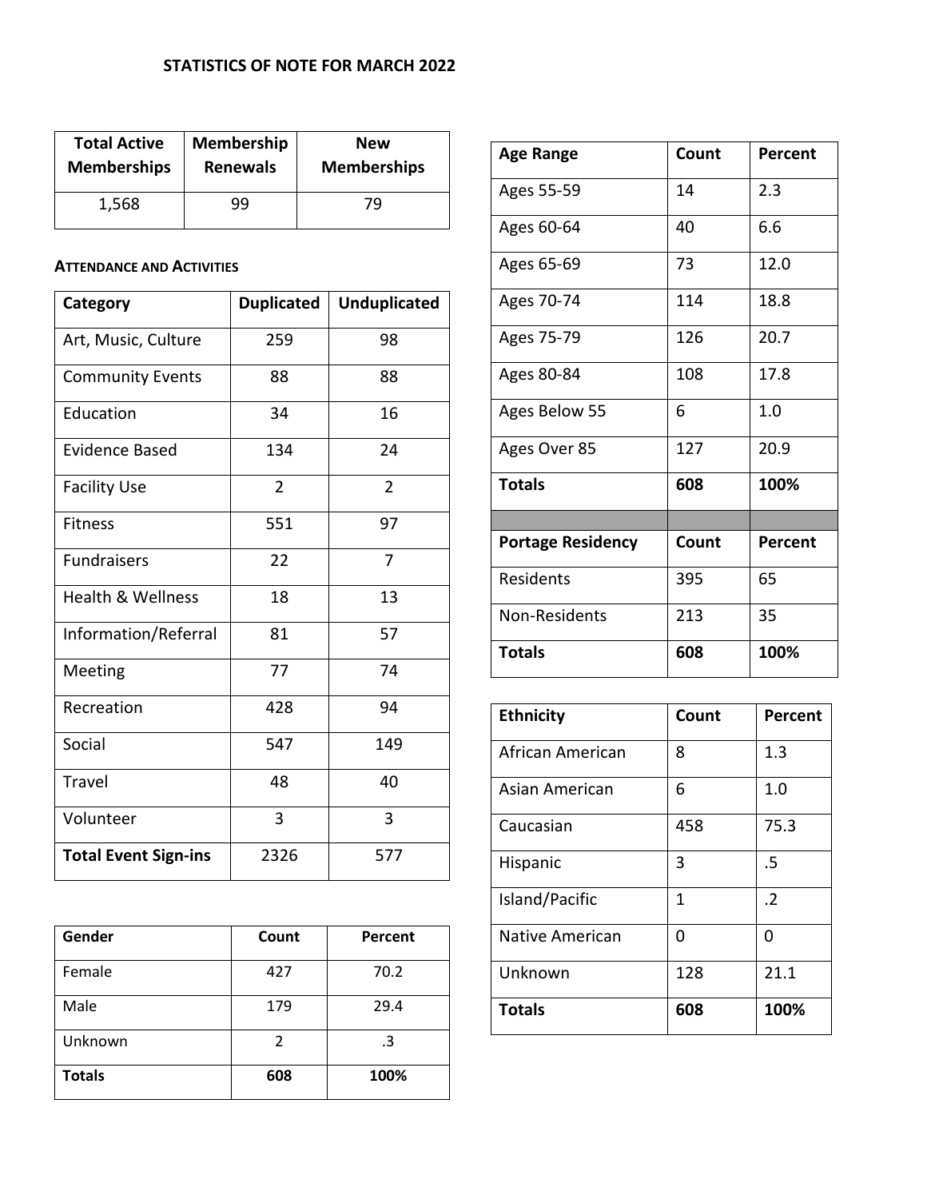### STATISTICS OF NOTE FOR MARCH 2022

| Total Active Memberships | Membership Renewals | New Memberships |
|---|---|---|
| 1,568 | 99 | 79 |

**ATTENDANCE AND ACTIVITIES**

| Category | Duplicated | Unduplicated |
|---|---|---|
| Art, Music, Culture | 259 | 98 |
| Community Events | 88 | 88 |
| Education | 34 | 16 |
| Evidence Based | 134 | 24 |
| Facility Use | 2 | 2 |
| Fitness | 551 | 97 |
| Fundraisers | 22 | 7 |
| Health & Wellness | 18 | 13 |
| Information/Referral | 81 | 57 |
| Meeting | 77 | 74 |
| Recreation | 428 | 94 |
| Social | 547 | 149 |
| Travel | 48 | 40 |
| Volunteer | 3 | 3 |
| **Total Event Sign-ins** | 2326 | 577 |

| Gender | Count | Percent |
|---|---|---|
| Female | 427 | 70.2 |
| Male | 179 | 29.4 |
| Unknown | 2 | .3 |
| **Totals** | **608** | **100%** |

| Age Range | Count | Percent |
|---|---|---|
| Ages 55-59 | 14 | 2.3 |
| Ages 60-64 | 40 | 6.6 |
| Ages 65-69 | 73 | 12.0 |
| Ages 70-74 | 114 | 18.8 |
| Ages 75-79 | 126 | 20.7 |
| Ages 80-84 | 108 | 17.8 |
| Ages Below 55 | 6 | 1.0 |
| Ages Over 85 | 127 | 20.9 |
| **Totals** | **608** | **100%** |
| | | |
| **Portage Residency** | **Count** | **Percent** |
| Residents | 395 | 65 |
| Non-Residents | 213 | 35 |
| **Totals** | **608** | **100%** |

| Ethnicity | Count | Percent |
|---|---|---|
| African American | 8 | 1.3 |
| Asian American | 6 | 1.0 |
| Caucasian | 458 | 75.3 |
| Hispanic | 3 | .5 |
| Island/Pacific | 1 | .2 |
| Native American | 0 | 0 |
| Unknown | 128 | 21.1 |
| **Totals** | **608** | **100%** |